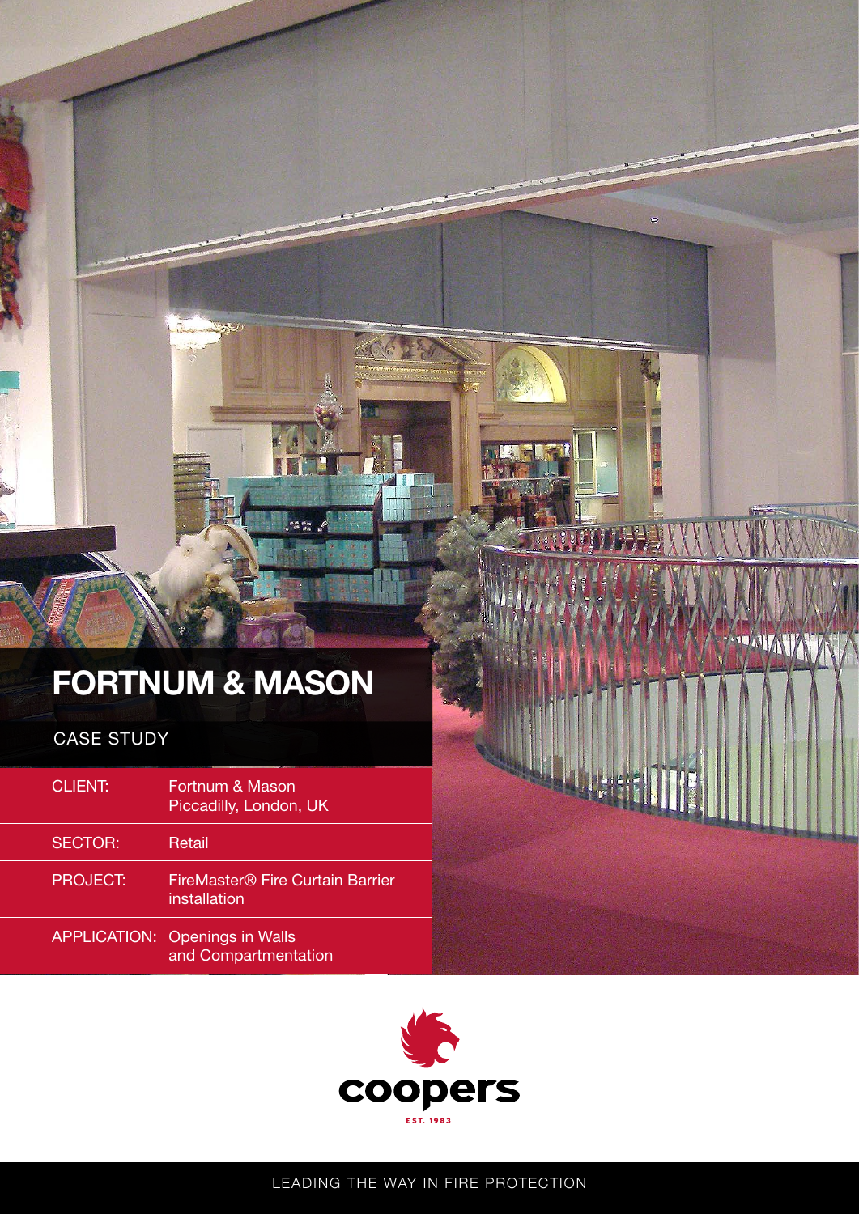# FORTNUM & MASON

CASE STUDY

| CLIENT: | Fortnum & Mason Piccadilly, London, UK |
| --- | --- |
| SECTOR: | Retail |
| PROJECT: | FireMaster® Fire Curtain Barrier installation |
| APPLICATION: | Openings in Walls and Compartmentation |

coopers

EST. 1983

LEADING THE WAY IN FIRE PROTECTION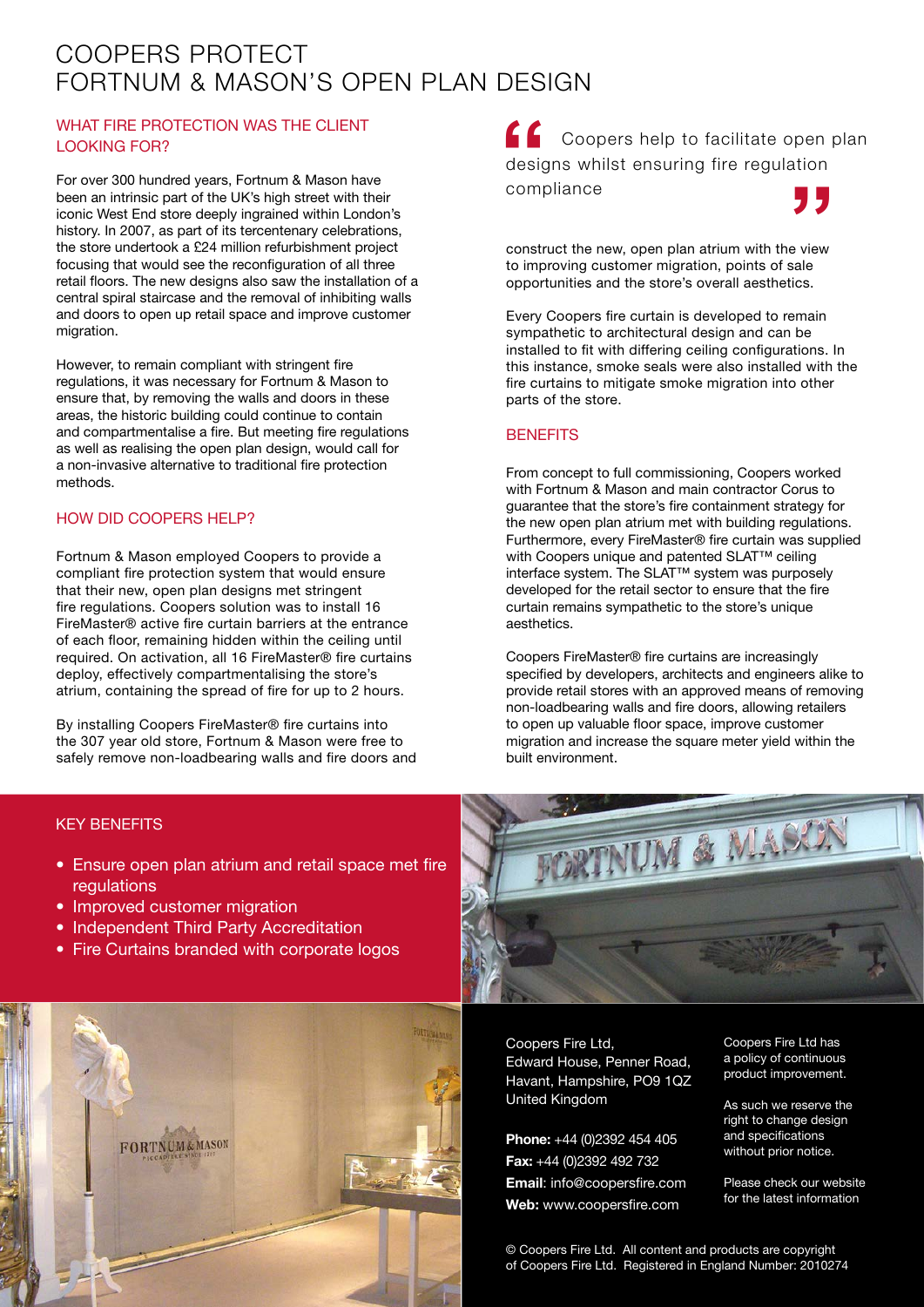# COOPERS PROTECT FORTNUM & MASON'S OPEN PLAN DESIGN

## WHAT FIRE PROTECTION WAS THE CLIENT LOOKING FOR?

For over 300 hundred years, Fortnum & Mason have been an intrinsic part of the UK's high street with their iconic West End store deeply ingrained within London's history. In 2007, as part of its tercentenary celebrations, the store undertook a £24 million refurbishment project focusing that would see the reconfiguration of all three retail floors. The new designs also saw the installation of a central spiral staircase and the removal of inhibiting walls and doors to open up retail space and improve customer migration.

However, to remain compliant with stringent fire regulations, it was necessary for Fortnum & Mason to ensure that, by removing the walls and doors in these areas, the historic building could continue to contain and compartmentalise a fire. But meeting fire regulations as well as realising the open plan design, would call for a non-invasive alternative to traditional fire protection methods.

## HOW DID COOPERS HELP?

Fortnum & Mason employed Coopers to provide a compliant fire protection system that would ensure that their new, open plan designs met stringent fire regulations. Coopers solution was to install 16 FireMaster® active fire curtain barriers at the entrance of each floor, remaining hidden within the ceiling until required. On activation, all 16 FireMaster® fire curtains deploy, effectively compartmentalising the store's atrium, containing the spread of fire for up to 2 hours.

By installing Coopers FireMaster® fire curtains into the 307 year old store, Fortnum & Mason were free to safely remove non-loadbearing walls and fire doors and construct the new, open plan atrium with the view to improving customer migration, points of sale opportunities and the store's overall aesthetics.

> "Coopers help to facilitate open plan designs whilst ensuring fire regulation compliance"

Every Coopers fire curtain is developed to remain sympathetic to architectural design and can be installed to fit with differing ceiling configurations. In this instance, smoke seals were also installed with the fire curtains to mitigate smoke migration into other parts of the store.

## BENEFITS

From concept to full commissioning, Coopers worked with Fortnum & Mason and main contractor Corus to guarantee that the store's fire containment strategy for the new open plan atrium met with building regulations. Furthermore, every FireMaster® fire curtain was supplied with Coopers unique and patented SLAT™ ceiling interface system. The SLAT™ system was purposely developed for the retail sector to ensure that the fire curtain remains sympathetic to the store's unique aesthetics.

Coopers FireMaster® fire curtains are increasingly specified by developers, architects and engineers alike to provide retail stores with an approved means of removing non-loadbearing walls and fire doors, allowing retailers to open up valuable floor space, improve customer migration and increase the square meter yield within the built environment.

### KEY BENEFITS

- Ensure open plan atrium and retail space met fire regulations
- Improved customer migration
- Independent Third Party Accreditation
- Fire Curtains branded with corporate logos

Coopers Fire Ltd,
Edward House, Penner Road,
Havant, Hampshire, PO9 1QZ
United Kingdom

**Phone:** +44 (0)2392 454 405
**Fax:** +44 (0)2392 492 732
**Email**: info@coopersfire.com
**Web:** www.coopersfire.com

Coopers Fire Ltd has a policy of continuous product improvement.

As such we reserve the right to change design and specifications without prior notice.

Please check our website for the latest information

© Coopers Fire Ltd. All content and products are copyright of Coopers Fire Ltd. Registered in England Number: 2010274